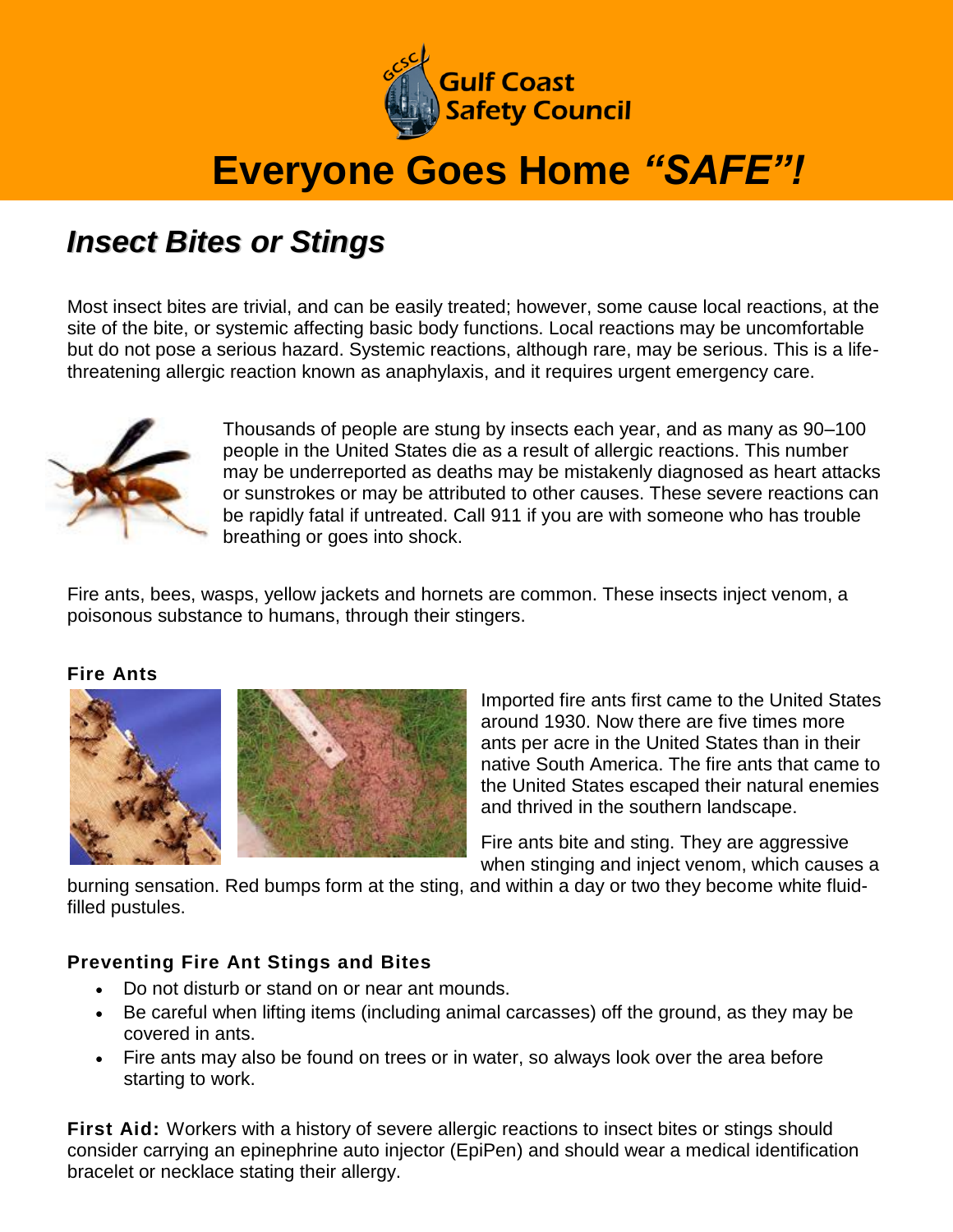Gulf Coast Safety Council

# Everyone Goes Home *"SAFE"!*

## *Insect Bites or Stings*

Most insect bites are trivial, and can be easily treated; however, some cause local reactions, at the site of the bite, or systemic affecting basic body functions. Local reactions may be uncomfortable but do not pose a serious hazard. Systemic reactions, although rare, may be serious. This is a life-threatening allergic reaction known as anaphylaxis, and it requires urgent emergency care.

Thousands of people are stung by insects each year, and as many as 90–100 people in the United States die as a result of allergic reactions. This number may be underreported as deaths may be mistakenly diagnosed as heart attacks or sunstrokes or may be attributed to other causes. These severe reactions can be rapidly fatal if untreated. Call 911 if you are with someone who has trouble breathing or goes into shock.

Fire ants, bees, wasps, yellow jackets and hornets are common. These insects inject venom, a poisonous substance to humans, through their stingers.

### Fire Ants

Imported fire ants first came to the United States around 1930. Now there are five times more ants per acre in the United States than in their native South America. The fire ants that came to the United States escaped their natural enemies and thrived in the southern landscape.

Fire ants bite and sting. They are aggressive when stinging and inject venom, which causes a burning sensation. Red bumps form at the sting, and within a day or two they become white fluid-filled pustules.

### Preventing Fire Ant Stings and Bites

- Do not disturb or stand on or near ant mounds.
- Be careful when lifting items (including animal carcasses) off the ground, as they may be covered in ants.
- Fire ants may also be found on trees or in water, so always look over the area before starting to work.

**First Aid:** Workers with a history of severe allergic reactions to insect bites or stings should consider carrying an epinephrine auto injector (EpiPen) and should wear a medical identification bracelet or necklace stating their allergy.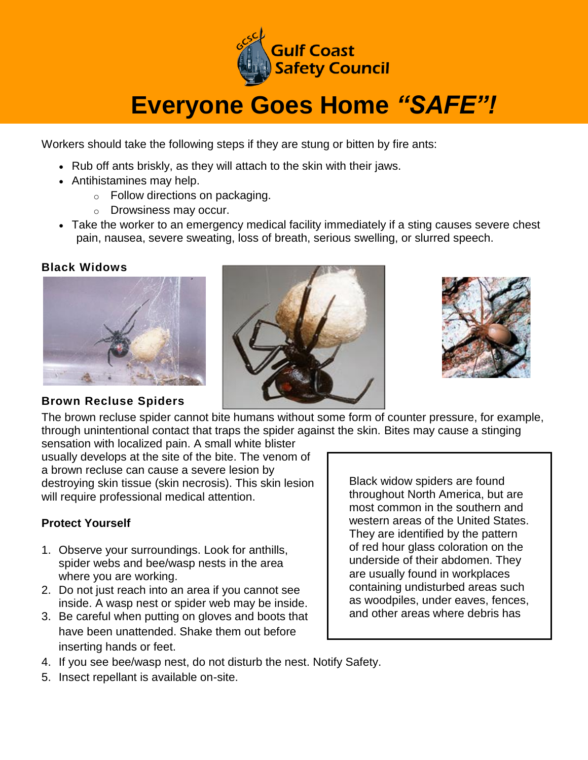Gulf Coast Safety Council

# Everyone Goes Home *"SAFE"!*

Workers should take the following steps if they are stung or bitten by fire ants:

- Rub off ants briskly, as they will attach to the skin with their jaws.
- Antihistamines may help.
    - Follow directions on packaging.
    - Drowsiness may occur.
- Take the worker to an emergency medical facility immediately if a sting causes severe chest pain, nausea, severe sweating, loss of breath, serious swelling, or slurred speech.

**Black Widows**

**Brown Recluse Spiders**

The brown recluse spider cannot bite humans without some form of counter pressure, for example, through unintentional contact that traps the spider against the skin. Bites may cause a stinging sensation with localized pain. A small white blister usually develops at the site of the bite. The venom of a brown recluse can cause a severe lesion by destroying skin tissue (skin necrosis). This skin lesion will require professional medical attention.

Black widow spiders are found throughout North America, but are most common in the southern and western areas of the United States. They are identified by the pattern of red hour glass coloration on the underside of their abdomen. They are usually found in workplaces containing undisturbed areas such as woodpiles, under eaves, fences, and other areas where debris has

**Protect Yourself**

1. Observe your surroundings. Look for anthills, spider webs and bee/wasp nests in the area where you are working.
2. Do not just reach into an area if you cannot see inside. A wasp nest or spider web may be inside.
3. Be careful when putting on gloves and boots that have been unattended. Shake them out before inserting hands or feet.
4. If you see bee/wasp nest, do not disturb the nest. Notify Safety.
5. Insect repellant is available on-site.